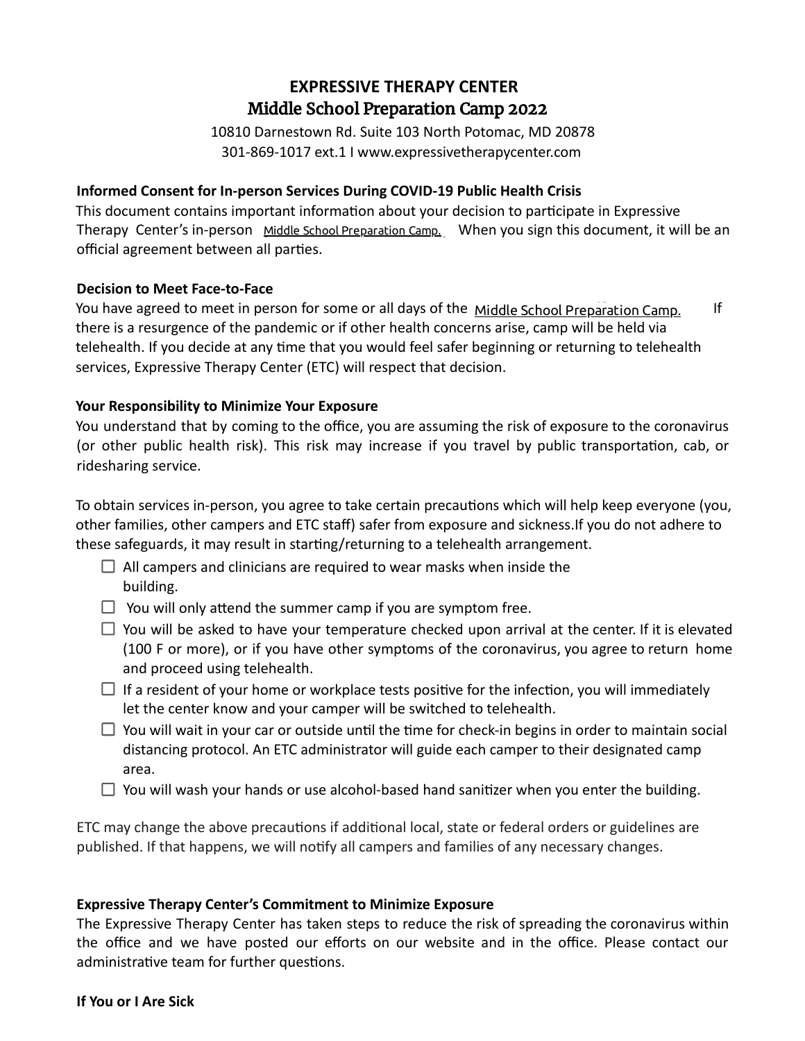# EXPRESSIVE THERAPY CENTER

## Middle School Preparation Camp 2022

10810 Darnestown Rd. Suite 103 North Potomac, MD 20878
301-869-1017 ext.1 I www.expressivetherapycenter.com

**Informed Consent for In-person Services During COVID-19 Public Health Crisis**

This document contains important information about your decision to participate in Expressive Therapy Center's in-person Middle School Preparation Camp. When you sign this document, it will be an official agreement between all parties.

**Decision to Meet Face-to-Face**

You have agreed to meet in person for some or all days of the Middle School Preparation Camp. If there is a resurgence of the pandemic or if other health concerns arise, camp will be held via telehealth. If you decide at any time that you would feel safer beginning or returning to telehealth services, Expressive Therapy Center (ETC) will respect that decision.

**Your Responsibility to Minimize Your Exposure**

You understand that by coming to the office, you are assuming the risk of exposure to the coronavirus (or other public health risk). This risk may increase if you travel by public transportation, cab, or ridesharing service.

To obtain services in-person, you agree to take certain precautions which will help keep everyone (you, other families, other campers and ETC staff) safer from exposure and sickness.If you do not adhere to these safeguards, it may result in starting/returning to a telehealth arrangement.

- ☐ All campers and clinicians are required to wear masks when inside the building.
- ☐ You will only attend the summer camp if you are symptom free.
- ☐ You will be asked to have your temperature checked upon arrival at the center. If it is elevated (100 F or more), or if you have other symptoms of the coronavirus, you agree to return home and proceed using telehealth.
- ☐ If a resident of your home or workplace tests positive for the infection, you will immediately let the center know and your camper will be switched to telehealth.
- ☐ You will wait in your car or outside until the time for check-in begins in order to maintain social distancing protocol. An ETC administrator will guide each camper to their designated camp area.
- ☐ You will wash your hands or use alcohol-based hand sanitizer when you enter the building.

ETC may change the above precautions if additional local, state or federal orders or guidelines are published. If that happens, we will notify all campers and families of any necessary changes.

**Expressive Therapy Center's Commitment to Minimize Exposure**

The Expressive Therapy Center has taken steps to reduce the risk of spreading the coronavirus within the office and we have posted our efforts on our website and in the office. Please contact our administrative team for further questions.

**If You or I Are Sick**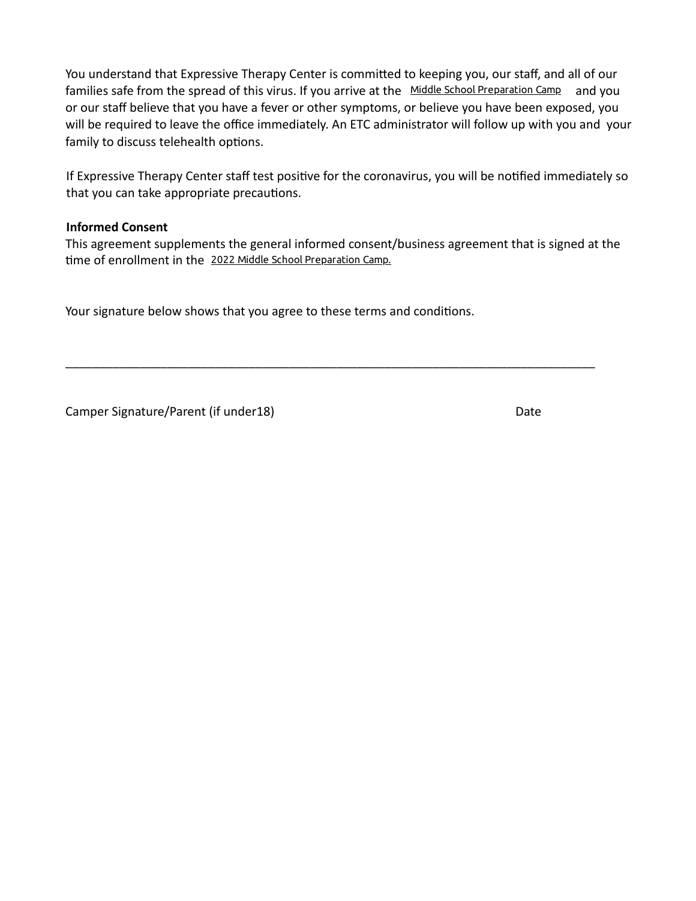You understand that Expressive Therapy Center is committed to keeping you, our staff, and all of our families safe from the spread of this virus. If you arrive at the Middle School Preparation Camp and you or our staff believe that you have a fever or other symptoms, or believe you have been exposed, you will be required to leave the office immediately. An ETC administrator will follow up with you and your family to discuss telehealth options.

If Expressive Therapy Center staff test positive for the coronavirus, you will be notified immediately so that you can take appropriate precautions.

**Informed Consent**

This agreement supplements the general informed consent/business agreement that is signed at the time of enrollment in the 2022 Middle School Preparation Camp.

Your signature below shows that you agree to these terms and conditions.

___________________________________________________________________________

Camper Signature/Parent (if under18) Date